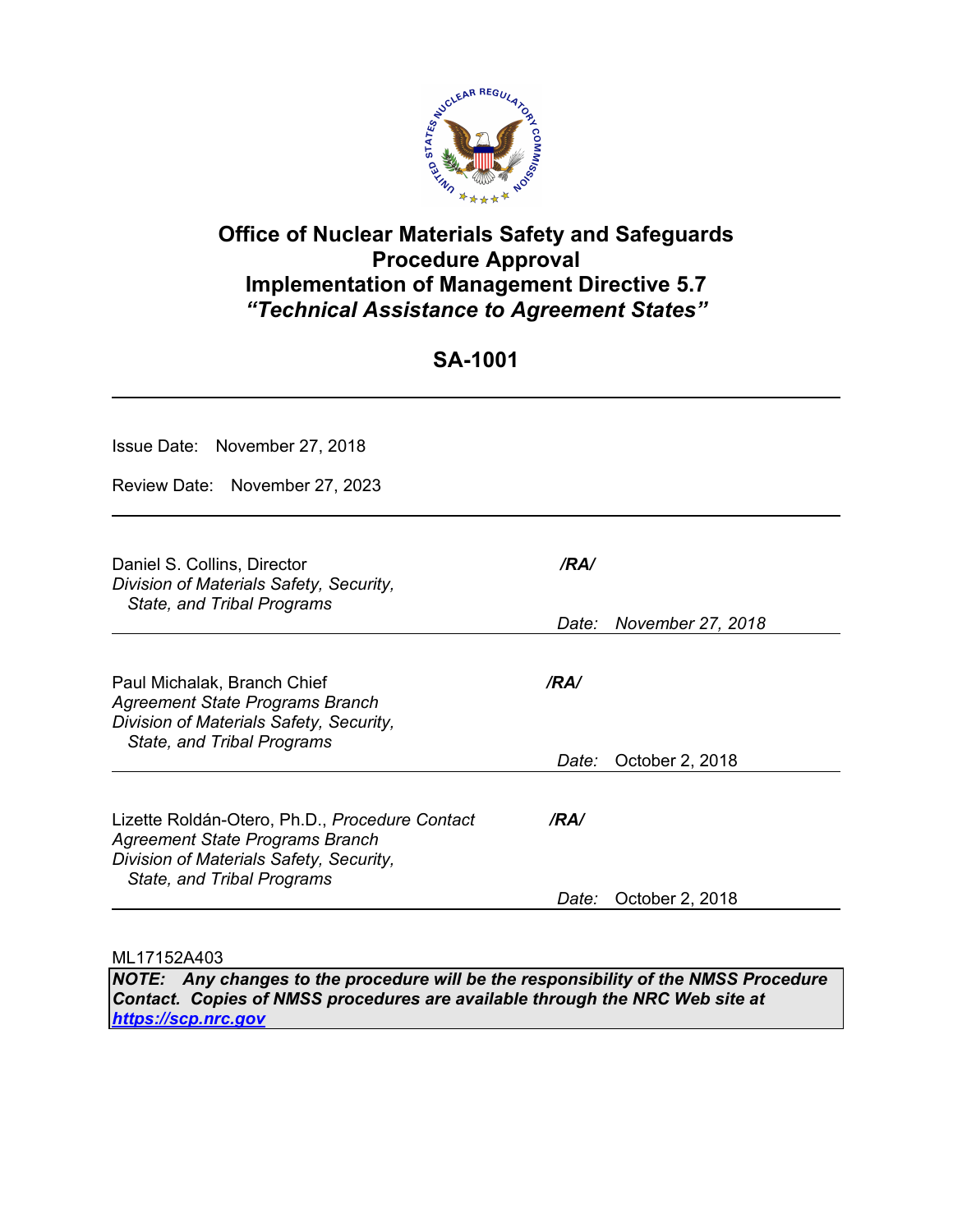# Office of Nuclear Materials Safety and Safeguards Procedure Approval Implementation of Management Directive 5.7 *"Technical Assistance to Agreement States"*

## SA-1001

---

Issue Date: November 27, 2018

Review Date: November 27, 2023

---

Daniel S. Collins, Director
*Division of Materials Safety, Security, State, and Tribal Programs*

***/RA/***

*Date:* *November 27, 2018*

---

Paul Michalak, Branch Chief
*Agreement State Programs Branch*
*Division of Materials Safety, Security, State, and Tribal Programs*

***/RA/***

*Date:* October 2, 2018

---

Lizette Roldán-Otero, Ph.D., *Procedure Contact*
*Agreement State Programs Branch*
*Division of Materials Safety, Security, State, and Tribal Programs*

***/RA/***

*Date:* October 2, 2018

---

ML17152A403

***NOTE: Any changes to the procedure will be the responsibility of the NMSS Procedure Contact. Copies of NMSS procedures are available through the NRC Web site at https://scp.nrc.gov***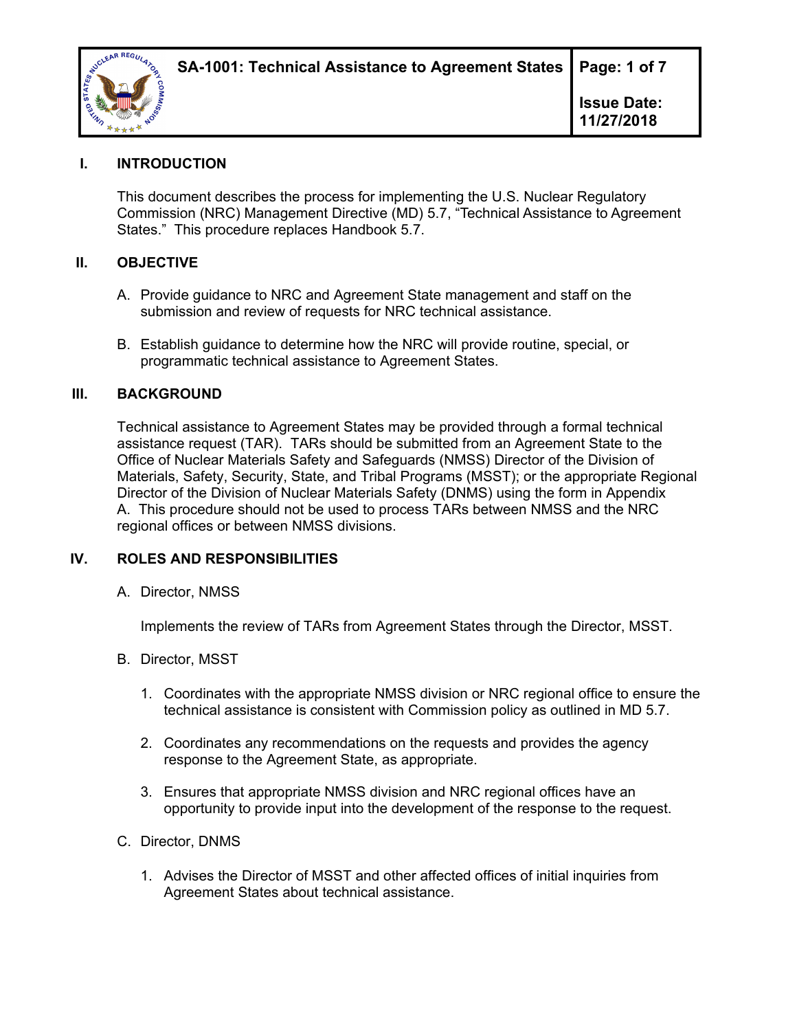## I. INTRODUCTION

This document describes the process for implementing the U.S. Nuclear Regulatory Commission (NRC) Management Directive (MD) 5.7, "Technical Assistance to Agreement States." This procedure replaces Handbook 5.7.

## II. OBJECTIVE

A. Provide guidance to NRC and Agreement State management and staff on the submission and review of requests for NRC technical assistance.

B. Establish guidance to determine how the NRC will provide routine, special, or programmatic technical assistance to Agreement States.

## III. BACKGROUND

Technical assistance to Agreement States may be provided through a formal technical assistance request (TAR). TARs should be submitted from an Agreement State to the Office of Nuclear Materials Safety and Safeguards (NMSS) Director of the Division of Materials, Safety, Security, State, and Tribal Programs (MSST); or the appropriate Regional Director of the Division of Nuclear Materials Safety (DNMS) using the form in Appendix A. This procedure should not be used to process TARs between NMSS and the NRC regional offices or between NMSS divisions.

## IV. ROLES AND RESPONSIBILITIES

A. Director, NMSS

Implements the review of TARs from Agreement States through the Director, MSST.

B. Director, MSST

1. Coordinates with the appropriate NMSS division or NRC regional office to ensure the technical assistance is consistent with Commission policy as outlined in MD 5.7.

2. Coordinates any recommendations on the requests and provides the agency response to the Agreement State, as appropriate.

3. Ensures that appropriate NMSS division and NRC regional offices have an opportunity to provide input into the development of the response to the request.

C. Director, DNMS

1. Advises the Director of MSST and other affected offices of initial inquiries from Agreement States about technical assistance.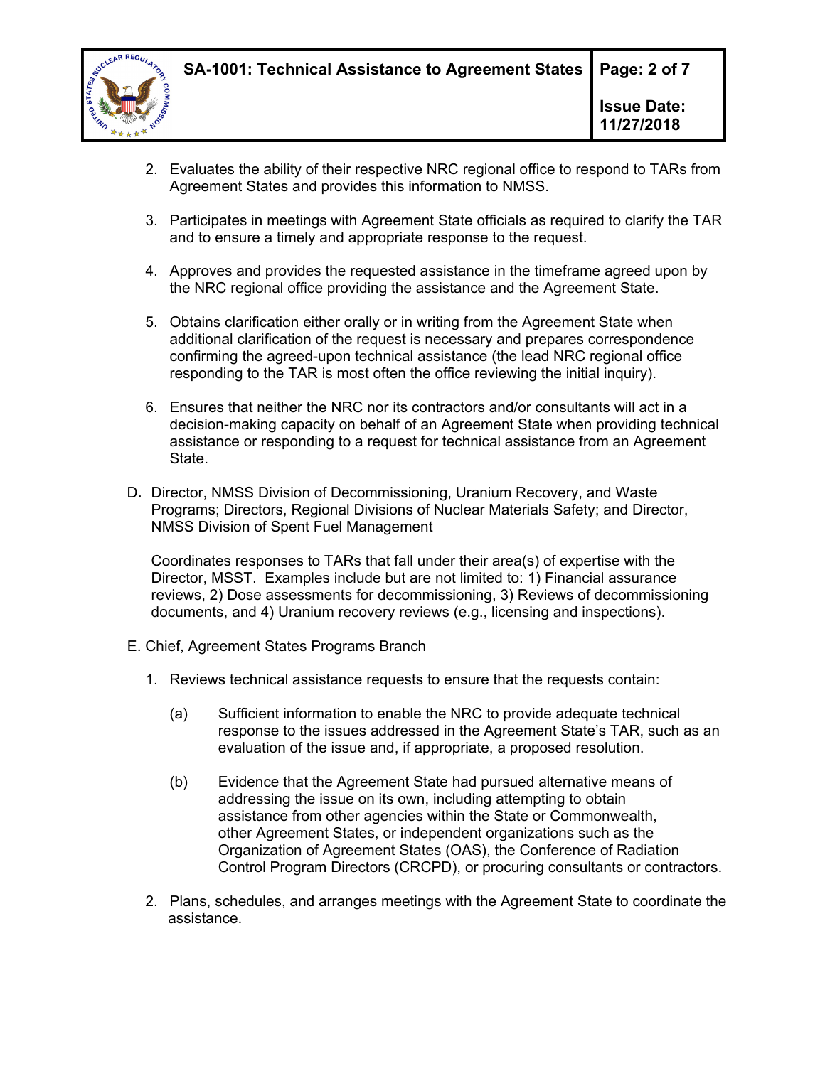2. Evaluates the ability of their respective NRC regional office to respond to TARs from Agreement States and provides this information to NMSS.

3. Participates in meetings with Agreement State officials as required to clarify the TAR and to ensure a timely and appropriate response to the request.

4. Approves and provides the requested assistance in the timeframe agreed upon by the NRC regional office providing the assistance and the Agreement State.

5. Obtains clarification either orally or in writing from the Agreement State when additional clarification of the request is necessary and prepares correspondence confirming the agreed-upon technical assistance (the lead NRC regional office responding to the TAR is most often the office reviewing the initial inquiry).

6. Ensures that neither the NRC nor its contractors and/or consultants will act in a decision-making capacity on behalf of an Agreement State when providing technical assistance or responding to a request for technical assistance from an Agreement State.

D. Director, NMSS Division of Decommissioning, Uranium Recovery, and Waste Programs; Directors, Regional Divisions of Nuclear Materials Safety; and Director, NMSS Division of Spent Fuel Management

   Coordinates responses to TARs that fall under their area(s) of expertise with the Director, MSST. Examples include but are not limited to: 1) Financial assurance reviews, 2) Dose assessments for decommissioning, 3) Reviews of decommissioning documents, and 4) Uranium recovery reviews (e.g., licensing and inspections).

E. Chief, Agreement States Programs Branch

1. Reviews technical assistance requests to ensure that the requests contain:

   (a) Sufficient information to enable the NRC to provide adequate technical response to the issues addressed in the Agreement State's TAR, such as an evaluation of the issue and, if appropriate, a proposed resolution.

   (b) Evidence that the Agreement State had pursued alternative means of addressing the issue on its own, including attempting to obtain assistance from other agencies within the State or Commonwealth, other Agreement States, or independent organizations such as the Organization of Agreement States (OAS), the Conference of Radiation Control Program Directors (CRCPD), or procuring consultants or contractors.

2. Plans, schedules, and arranges meetings with the Agreement State to coordinate the assistance.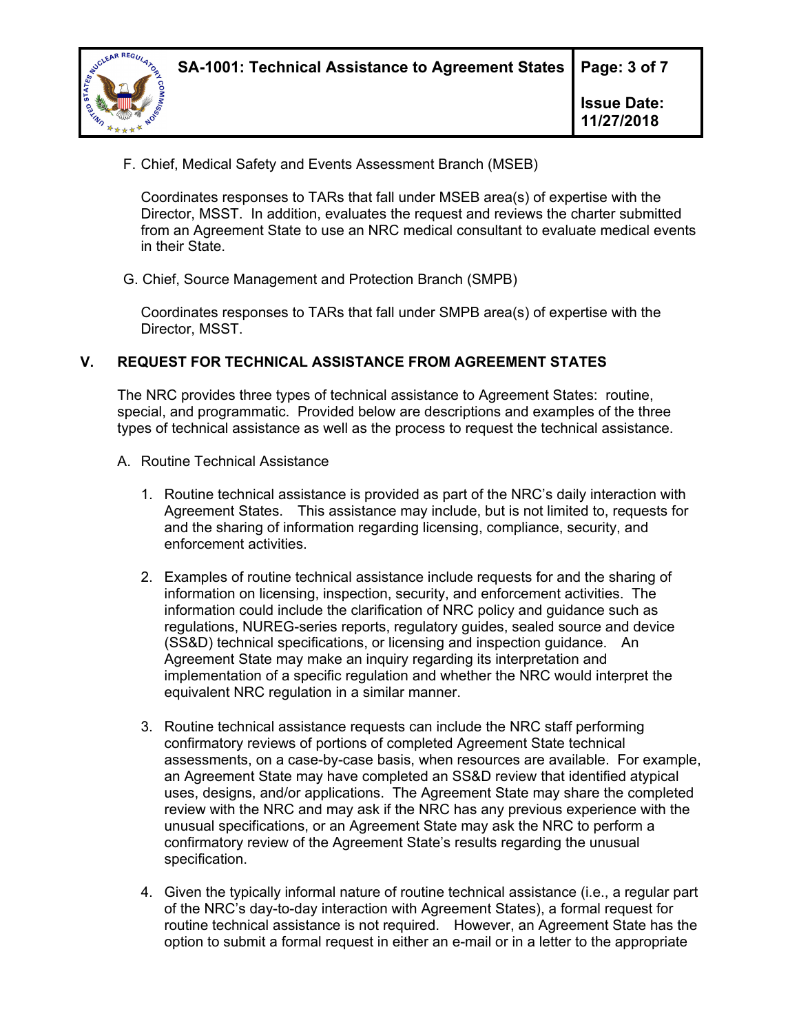F. Chief, Medical Safety and Events Assessment Branch (MSEB)

Coordinates responses to TARs that fall under MSEB area(s) of expertise with the Director, MSST. In addition, evaluates the request and reviews the charter submitted from an Agreement State to use an NRC medical consultant to evaluate medical events in their State.

G. Chief, Source Management and Protection Branch (SMPB)

Coordinates responses to TARs that fall under SMPB area(s) of expertise with the Director, MSST.

## V. REQUEST FOR TECHNICAL ASSISTANCE FROM AGREEMENT STATES

The NRC provides three types of technical assistance to Agreement States: routine, special, and programmatic. Provided below are descriptions and examples of the three types of technical assistance as well as the process to request the technical assistance.

A. Routine Technical Assistance

1. Routine technical assistance is provided as part of the NRC's daily interaction with Agreement States. This assistance may include, but is not limited to, requests for and the sharing of information regarding licensing, compliance, security, and enforcement activities.

2. Examples of routine technical assistance include requests for and the sharing of information on licensing, inspection, security, and enforcement activities. The information could include the clarification of NRC policy and guidance such as regulations, NUREG-series reports, regulatory guides, sealed source and device (SS&D) technical specifications, or licensing and inspection guidance. An Agreement State may make an inquiry regarding its interpretation and implementation of a specific regulation and whether the NRC would interpret the equivalent NRC regulation in a similar manner.

3. Routine technical assistance requests can include the NRC staff performing confirmatory reviews of portions of completed Agreement State technical assessments, on a case-by-case basis, when resources are available. For example, an Agreement State may have completed an SS&D review that identified atypical uses, designs, and/or applications. The Agreement State may share the completed review with the NRC and may ask if the NRC has any previous experience with the unusual specifications, or an Agreement State may ask the NRC to perform a confirmatory review of the Agreement State's results regarding the unusual specification.

4. Given the typically informal nature of routine technical assistance (i.e., a regular part of the NRC's day-to-day interaction with Agreement States), a formal request for routine technical assistance is not required. However, an Agreement State has the option to submit a formal request in either an e-mail or in a letter to the appropriate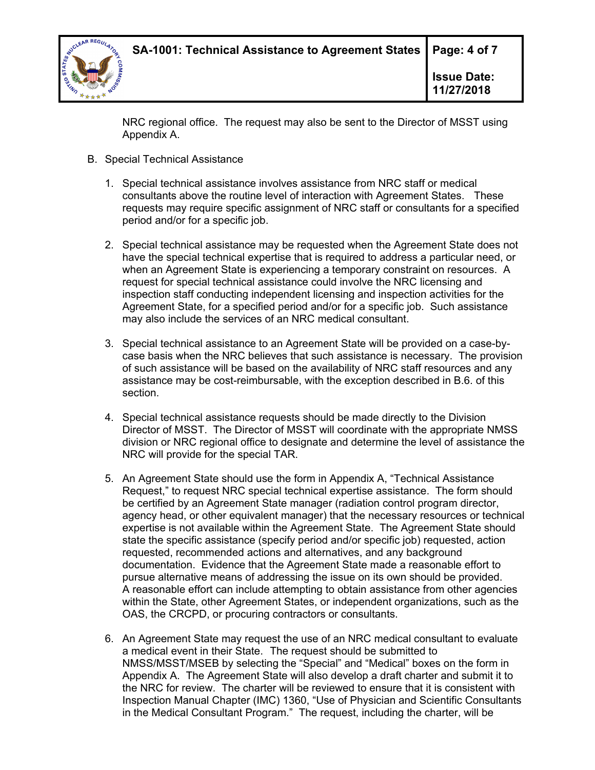NRC regional office. The request may also be sent to the Director of MSST using Appendix A.

B. Special Technical Assistance

1. Special technical assistance involves assistance from NRC staff or medical consultants above the routine level of interaction with Agreement States. These requests may require specific assignment of NRC staff or consultants for a specified period and/or for a specific job.

2. Special technical assistance may be requested when the Agreement State does not have the special technical expertise that is required to address a particular need, or when an Agreement State is experiencing a temporary constraint on resources. A request for special technical assistance could involve the NRC licensing and inspection staff conducting independent licensing and inspection activities for the Agreement State, for a specified period and/or for a specific job. Such assistance may also include the services of an NRC medical consultant.

3. Special technical assistance to an Agreement State will be provided on a case-by-case basis when the NRC believes that such assistance is necessary. The provision of such assistance will be based on the availability of NRC staff resources and any assistance may be cost-reimbursable, with the exception described in B.6. of this section.

4. Special technical assistance requests should be made directly to the Division Director of MSST. The Director of MSST will coordinate with the appropriate NMSS division or NRC regional office to designate and determine the level of assistance the NRC will provide for the special TAR.

5. An Agreement State should use the form in Appendix A, "Technical Assistance Request," to request NRC special technical expertise assistance. The form should be certified by an Agreement State manager (radiation control program director, agency head, or other equivalent manager) that the necessary resources or technical expertise is not available within the Agreement State. The Agreement State should state the specific assistance (specify period and/or specific job) requested, action requested, recommended actions and alternatives, and any background documentation. Evidence that the Agreement State made a reasonable effort to pursue alternative means of addressing the issue on its own should be provided. A reasonable effort can include attempting to obtain assistance from other agencies within the State, other Agreement States, or independent organizations, such as the OAS, the CRCPD, or procuring contractors or consultants.

6. An Agreement State may request the use of an NRC medical consultant to evaluate a medical event in their State. The request should be submitted to NMSS/MSST/MSEB by selecting the "Special" and "Medical" boxes on the form in Appendix A. The Agreement State will also develop a draft charter and submit it to the NRC for review. The charter will be reviewed to ensure that it is consistent with Inspection Manual Chapter (IMC) 1360, "Use of Physician and Scientific Consultants in the Medical Consultant Program." The request, including the charter, will be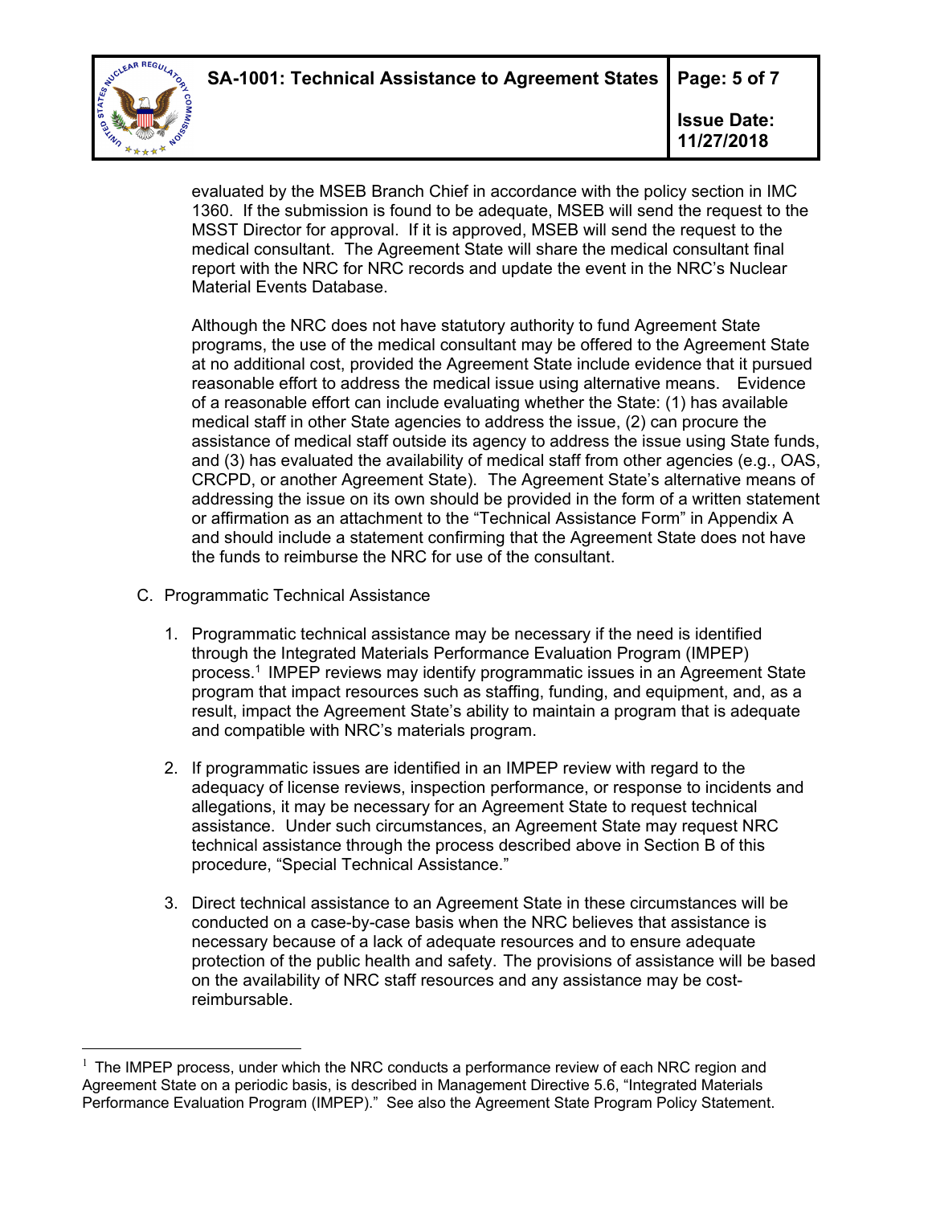evaluated by the MSEB Branch Chief in accordance with the policy section in IMC 1360. If the submission is found to be adequate, MSEB will send the request to the MSST Director for approval. If it is approved, MSEB will send the request to the medical consultant. The Agreement State will share the medical consultant final report with the NRC for NRC records and update the event in the NRC's Nuclear Material Events Database.

Although the NRC does not have statutory authority to fund Agreement State programs, the use of the medical consultant may be offered to the Agreement State at no additional cost, provided the Agreement State include evidence that it pursued reasonable effort to address the medical issue using alternative means. Evidence of a reasonable effort can include evaluating whether the State: (1) has available medical staff in other State agencies to address the issue, (2) can procure the assistance of medical staff outside its agency to address the issue using State funds, and (3) has evaluated the availability of medical staff from other agencies (e.g., OAS, CRCPD, or another Agreement State). The Agreement State's alternative means of addressing the issue on its own should be provided in the form of a written statement or affirmation as an attachment to the "Technical Assistance Form" in Appendix A and should include a statement confirming that the Agreement State does not have the funds to reimburse the NRC for use of the consultant.

C. Programmatic Technical Assistance

1. Programmatic technical assistance may be necessary if the need is identified through the Integrated Materials Performance Evaluation Program (IMPEP) process.[1] IMPEP reviews may identify programmatic issues in an Agreement State program that impact resources such as staffing, funding, and equipment, and, as a result, impact the Agreement State's ability to maintain a program that is adequate and compatible with NRC's materials program.

2. If programmatic issues are identified in an IMPEP review with regard to the adequacy of license reviews, inspection performance, or response to incidents and allegations, it may be necessary for an Agreement State to request technical assistance. Under such circumstances, an Agreement State may request NRC technical assistance through the process described above in Section B of this procedure, "Special Technical Assistance."

3. Direct technical assistance to an Agreement State in these circumstances will be conducted on a case-by-case basis when the NRC believes that assistance is necessary because of a lack of adequate resources and to ensure adequate protection of the public health and safety. The provisions of assistance will be based on the availability of NRC staff resources and any assistance may be cost-reimbursable.

---

[1] The IMPEP process, under which the NRC conducts a performance review of each NRC region and Agreement State on a periodic basis, is described in Management Directive 5.6, "Integrated Materials Performance Evaluation Program (IMPEP)." See also the Agreement State Program Policy Statement.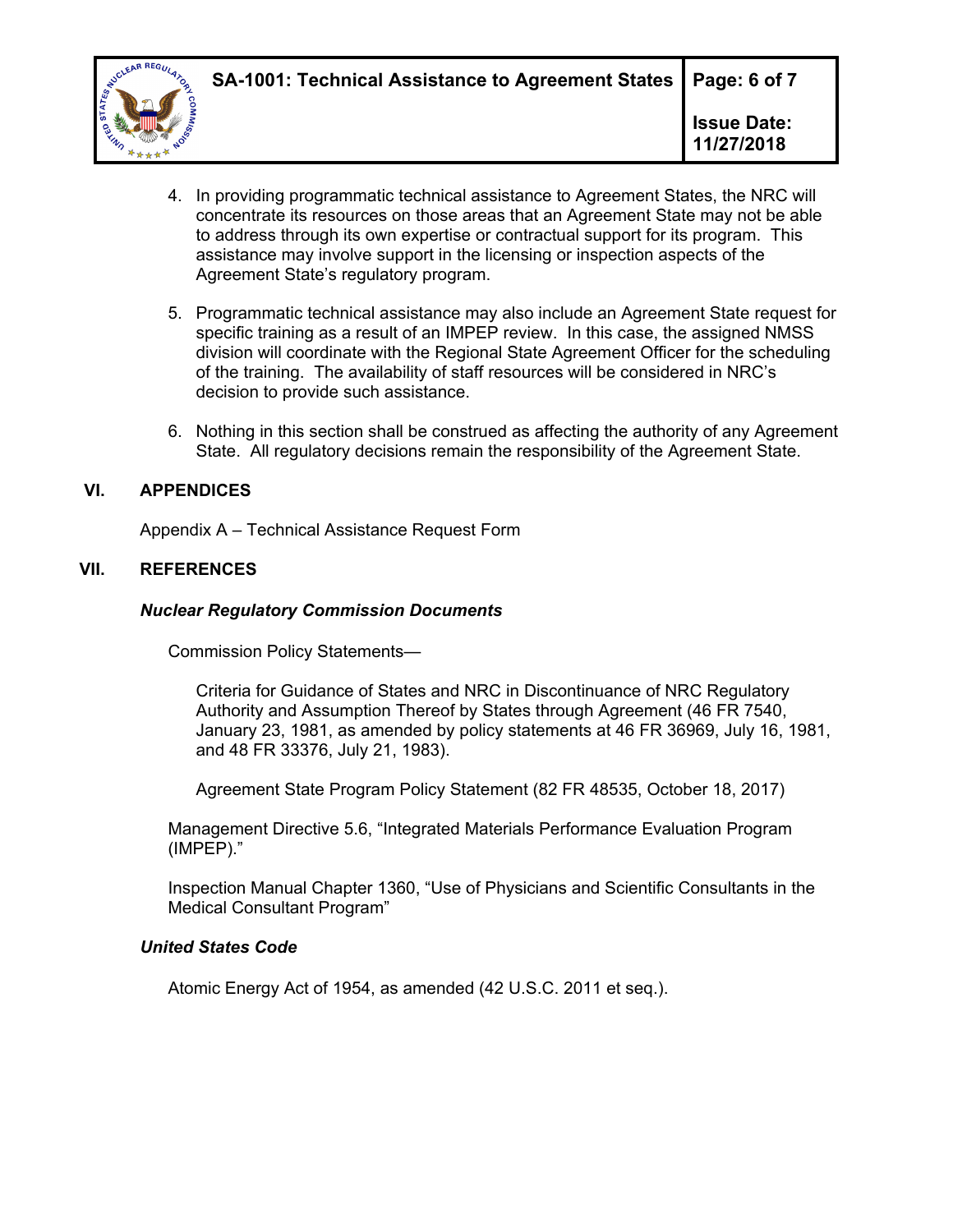4. In providing programmatic technical assistance to Agreement States, the NRC will concentrate its resources on those areas that an Agreement State may not be able to address through its own expertise or contractual support for its program. This assistance may involve support in the licensing or inspection aspects of the Agreement State's regulatory program.

5. Programmatic technical assistance may also include an Agreement State request for specific training as a result of an IMPEP review. In this case, the assigned NMSS division will coordinate with the Regional State Agreement Officer for the scheduling of the training. The availability of staff resources will be considered in NRC's decision to provide such assistance.

6. Nothing in this section shall be construed as affecting the authority of any Agreement State. All regulatory decisions remain the responsibility of the Agreement State.

## VI. APPENDICES

Appendix A – Technical Assistance Request Form

## VII. REFERENCES

***Nuclear Regulatory Commission Documents***

Commission Policy Statements—

Criteria for Guidance of States and NRC in Discontinuance of NRC Regulatory Authority and Assumption Thereof by States through Agreement (46 FR 7540, January 23, 1981, as amended by policy statements at 46 FR 36969, July 16, 1981, and 48 FR 33376, July 21, 1983).

Agreement State Program Policy Statement (82 FR 48535, October 18, 2017)

Management Directive 5.6, "Integrated Materials Performance Evaluation Program (IMPEP)."

Inspection Manual Chapter 1360, "Use of Physicians and Scientific Consultants in the Medical Consultant Program"

***United States Code***

Atomic Energy Act of 1954, as amended (42 U.S.C. 2011 et seq.).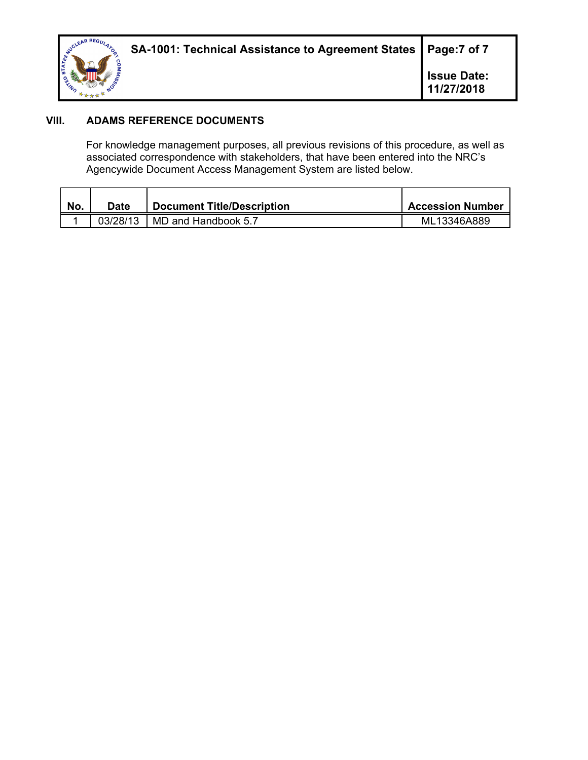## VIII. ADAMS REFERENCE DOCUMENTS

For knowledge management purposes, all previous revisions of this procedure, as well as associated correspondence with stakeholders, that have been entered into the NRC's Agencywide Document Access Management System are listed below.

| No. | Date | Document Title/Description | Accession Number |
|---|---|---|---|
| 1 | 03/28/13 | MD and Handbook 5.7 | ML13346A889 |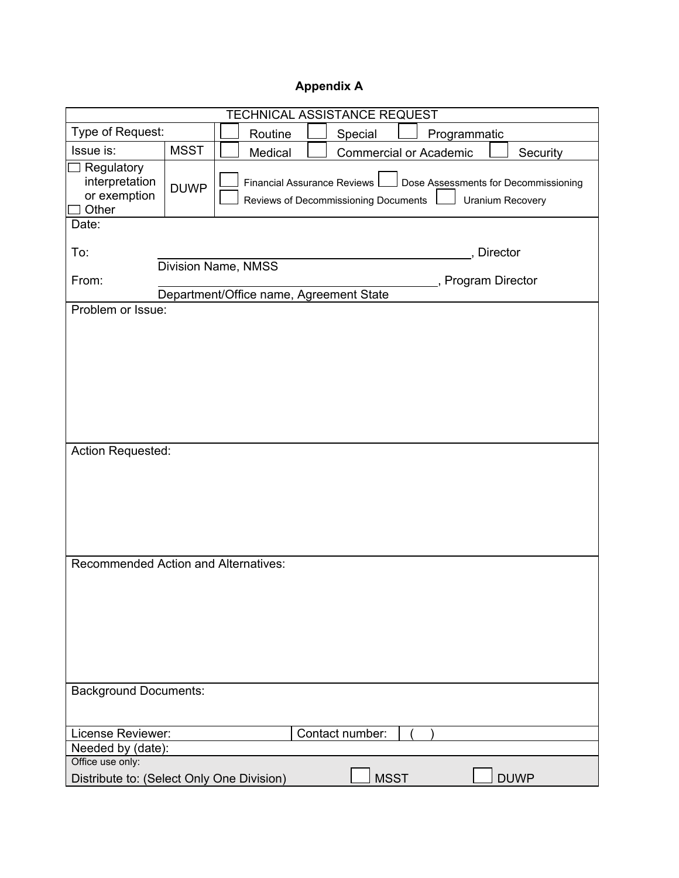# Appendix A

| TECHNICAL ASSISTANCE REQUEST | | |
|---|---|---|
| Type of Request: | | ☐ Routine ☐ Special ☐ Programmatic |
| Issue is: | MSST | ☐ Medical ☐ Commercial or Academic ☐ Security |
| ☐ Regulatory interpretation or exemption<br>☐ Other | DUWP | ☐ Financial Assurance Reviews ☐ Dose Assessments for Decommissioning<br>☐ Reviews of Decommissioning Documents ☐ Uranium Recovery |
| Date:<br><br>To: \_\_\_\_\_\_\_\_\_\_\_\_\_\_\_\_\_\_\_\_\_\_\_\_\_\_\_\_\_\_\_\_, Director<br>Division Name, NMSS<br>From: \_\_\_\_\_\_\_\_\_\_\_\_\_\_\_\_\_\_\_\_\_\_\_\_\_\_\_\_\_\_\_\_, Program Director<br>Department/Office name, Agreement State | | |
| Problem or Issue: | | |
| Action Requested: | | |
| Recommended Action and Alternatives: | | |
| Background Documents: | | |
| License Reviewer: | Contact number: | ( ) |
| Needed by (date): | | |
| Office use only:<br>Distribute to: (Select Only One Division) | ☐ MSST | ☐ DUWP |